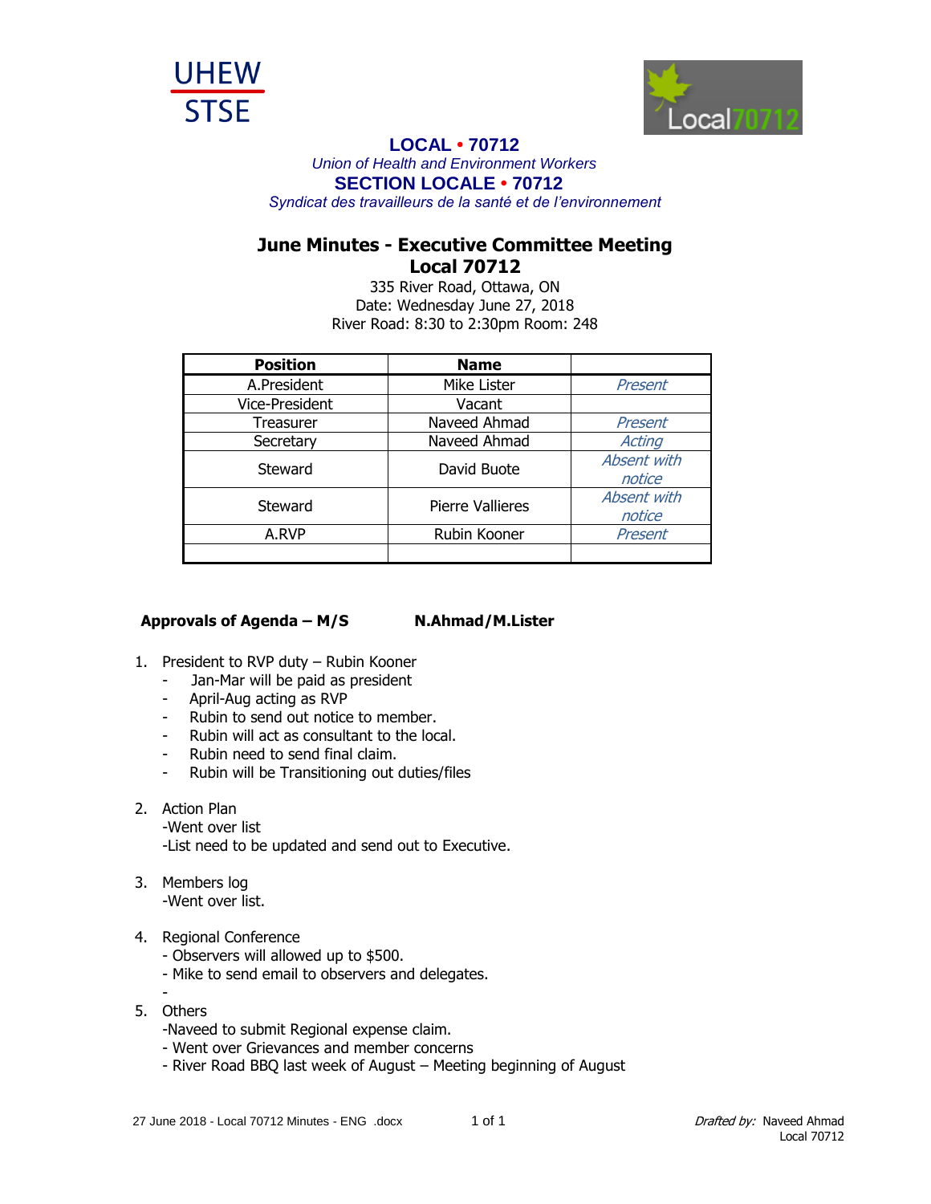UHEW
STSE

Local70712

**LOCAL • 70712**

*Union of Health and Environment Workers*

**SECTION LOCALE • 70712**

*Syndicat des travailleurs de la santé et de l'environnement*

# June Minutes - Executive Committee Meeting
## Local 70712

335 River Road, Ottawa, ON
Date: Wednesday June 27, 2018
River Road: 8:30 to 2:30pm Room: 248

| Position | Name | |
|---|---|---|
| A.President | Mike Lister | *Present* |
| Vice-President | Vacant | |
| Treasurer | Naveed Ahmad | *Present* |
| Secretary | Naveed Ahmad | *Acting* |
| Steward | David Buote | *Absent with notice* |
| Steward | Pierre Vallieres | *Absent with notice* |
| A.RVP | Rubin Kooner | *Present* |
| | | |

**Approvals of Agenda – M/S          N.Ahmad/M.Lister**

1. President to RVP duty – Rubin Kooner
   - Jan-Mar will be paid as president
   - April-Aug acting as RVP
   - Rubin to send out notice to member.
   - Rubin will act as consultant to the local.
   - Rubin need to send final claim.
   - Rubin will be Transitioning out duties/files

2. Action Plan
   -Went over list
   -List need to be updated and send out to Executive.

3. Members log
   -Went over list.

4. Regional Conference
   - Observers will allowed up to $500.
   - Mike to send email to observers and delegates.
   -

5. Others
   -Naveed to submit Regional expense claim.
   - Went over Grievances and member concerns
   - River Road BBQ last week of August – Meeting beginning of August

27 June 2018 - Local 70712 Minutes - ENG .docx          *Drafted by:* Naveed Ahmad
Local 70712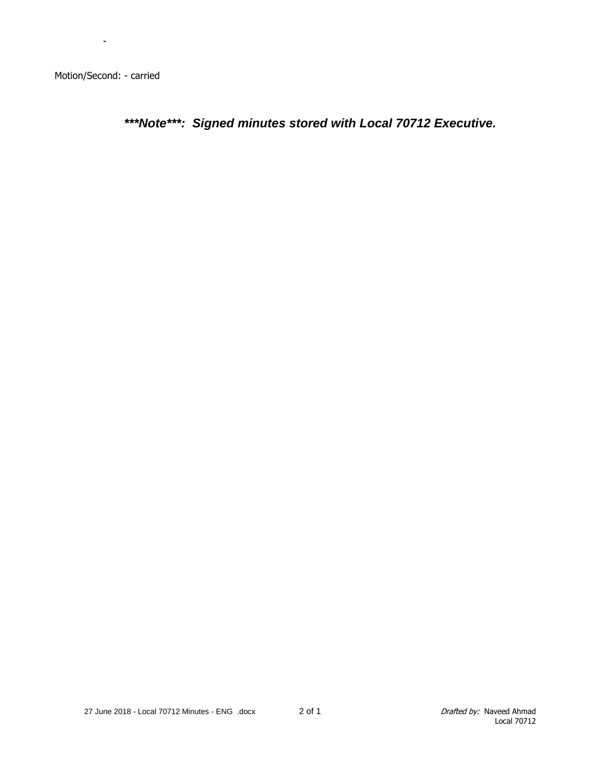-

Motion/Second: - carried

***Note***: Signed minutes stored with Local 70712 Executive.***

-

Motion/Second: - carried

***\*\*\*Note\*\*\*: Signed minutes stored with Local 70712 Executive.***